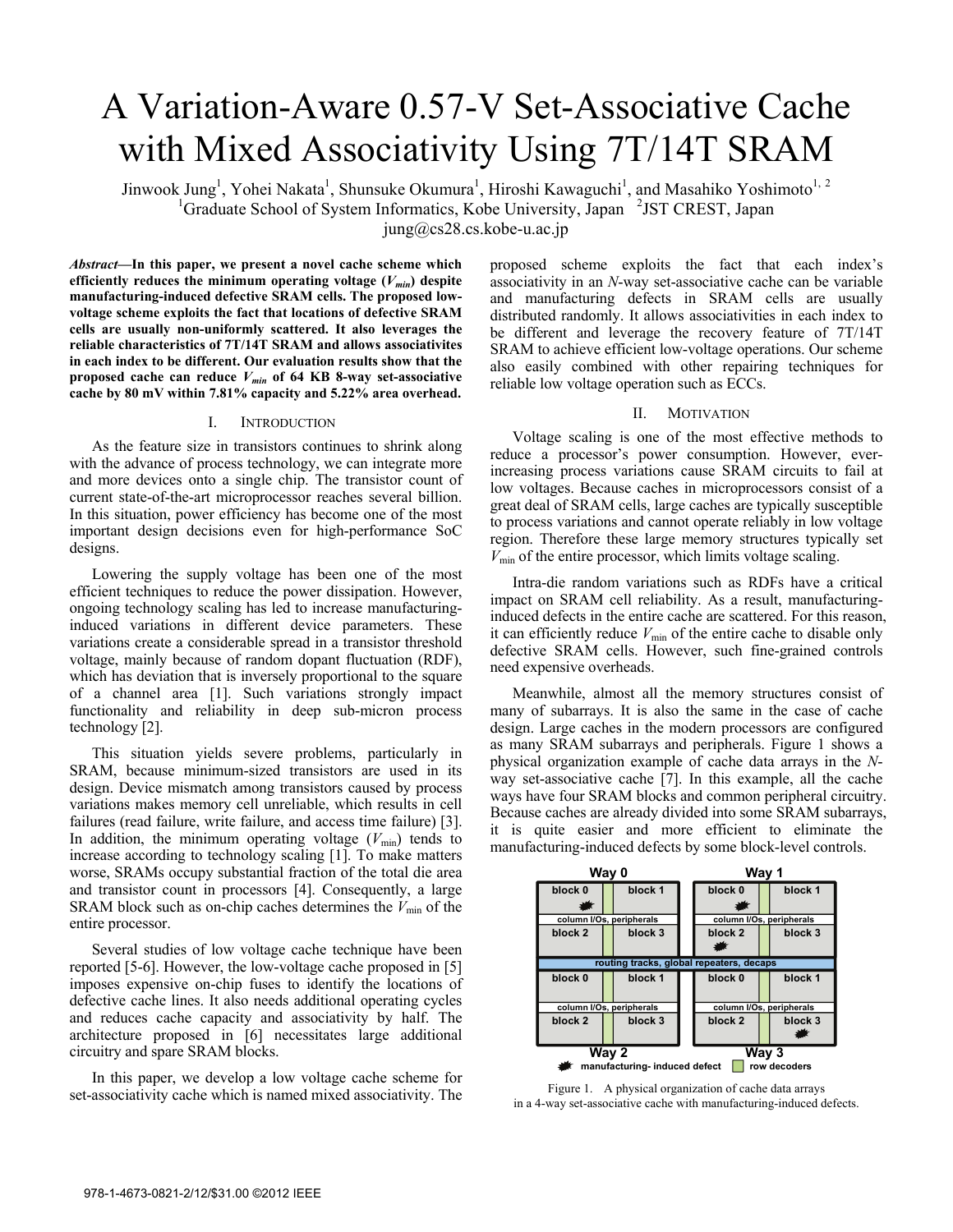# A Variation-Aware 0.57-V Set-Associative Cache with Mixed Associativity Using 7T/14T SRAM

Jinwook Jung[1], Yohei Nakata[1], Shunsuke Okumura[1], Hiroshi Kawaguchi[1], and Masahiko Yoshimoto[1, 2]

[1]Graduate School of System Informatics, Kobe University, Japan [2]JST CREST, Japan

jung@cs28.cs.kobe-u.ac.jp

***Abstract*—In this paper, we present a novel cache scheme which efficiently reduces the minimum operating voltage ($V_{min}$) despite manufacturing-induced defective SRAM cells. The proposed low-voltage scheme exploits the fact that locations of defective SRAM cells are usually non-uniformly scattered. It also leverages the reliable characteristics of 7T/14T SRAM and allows associativites in each index to be different. Our evaluation results show that the proposed cache can reduce $V_{min}$ of 64 KB 8-way set-associative cache by 80 mV within 7.81% capacity and 5.22% area overhead.**

## I. Introduction

As the feature size in transistors continues to shrink along with the advance of process technology, we can integrate more and more devices onto a single chip. The transistor count of current state-of-the-art microprocessor reaches several billion. In this situation, power efficiency has become one of the most important design decisions even for high-performance SoC designs.

Lowering the supply voltage has been one of the most efficient techniques to reduce the power dissipation. However, ongoing technology scaling has led to increase manufacturing-induced variations in different device parameters. These variations create a considerable spread in a transistor threshold voltage, mainly because of random dopant fluctuation (RDF), which has deviation that is inversely proportional to the square of a channel area [1]. Such variations strongly impact functionality and reliability in deep sub-micron process technology [2].

This situation yields severe problems, particularly in SRAM, because minimum-sized transistors are used in its design. Device mismatch among transistors caused by process variations makes memory cell unreliable, which results in cell failures (read failure, write failure, and access time failure) [3]. In addition, the minimum operating voltage ($V_{\mathrm{min}}$) tends to increase according to technology scaling [1]. To make matters worse, SRAMs occupy substantial fraction of the total die area and transistor count in processors [4]. Consequently, a large SRAM block such as on-chip caches determines the $V_{\mathrm{min}}$ of the entire processor.

Several studies of low voltage cache technique have been reported [5-6]. However, the low-voltage cache proposed in [5] imposes expensive on-chip fuses to identify the locations of defective cache lines. It also needs additional operating cycles and reduces cache capacity and associativity by half. The architecture proposed in [6] necessitates large additional circuitry and spare SRAM blocks.

In this paper, we develop a low voltage cache scheme for set-associativity cache which is named mixed associativity. The proposed scheme exploits the fact that each index's associativity in an *N*-way set-associative cache can be variable and manufacturing defects in SRAM cells are usually distributed randomly. It allows associativities in each index to be different and leverage the recovery feature of 7T/14T SRAM to achieve efficient low-voltage operations. Our scheme also easily combined with other repairing techniques for reliable low voltage operation such as ECCs.

## II. Motivation

Voltage scaling is one of the most effective methods to reduce a processor's power consumption. However, ever-increasing process variations cause SRAM circuits to fail at low voltages. Because caches in microprocessors consist of a great deal of SRAM cells, large caches are typically susceptible to process variations and cannot operate reliably in low voltage region. Therefore these large memory structures typically set $V_{\mathrm{min}}$ of the entire processor, which limits voltage scaling.

Intra-die random variations such as RDFs have a critical impact on SRAM cell reliability. As a result, manufacturing-induced defects in the entire cache are scattered. For this reason, it can efficiently reduce $V_{\mathrm{min}}$ of the entire cache to disable only defective SRAM cells. However, such fine-grained controls need expensive overheads.

Meanwhile, almost all the memory structures consist of many of subarrays. It is also the same in the case of cache design. Large caches in the modern processors are configured as many SRAM subarrays and peripherals. Figure 1 shows a physical organization example of cache data arrays in the *N*-way set-associative cache [7]. In this example, all the cache ways have four SRAM blocks and common peripheral circuitry. Because caches are already divided into some SRAM subarrays, it is quite easier and more efficient to eliminate the manufacturing-induced defects by some block-level controls.

Figure 1. A physical organization of cache data arrays in a 4-way set-associative cache with manufacturing-induced defects.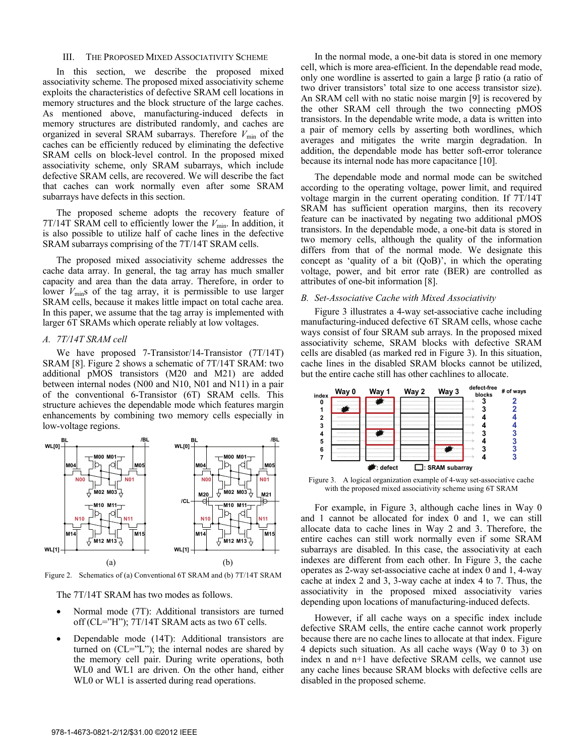## III. The Proposed Mixed Associativity Scheme

In this section, we describe the proposed mixed associativity scheme. The proposed mixed associativity scheme exploits the characteristics of defective SRAM cell locations in memory structures and the block structure of the large caches. As mentioned above, manufacturing-induced defects in memory structures are distributed randomly, and caches are organized in several SRAM subarrays. Therefore $V_{min}$ of the caches can be efficiently reduced by eliminating the defective SRAM cells on block-level control. In the proposed mixed associativity scheme, only SRAM subarrays, which include defective SRAM cells, are recovered. We will describe the fact that caches can work normally even after some SRAM subarrays have defects in this section.

The proposed scheme adopts the recovery feature of 7T/14T SRAM cell to efficiently lower the $V_{min}$. In addition, it is also possible to utilize half of cache lines in the defective SRAM subarrays comprising of the 7T/14T SRAM cells.

The proposed mixed associativity scheme addresses the cache data array. In general, the tag array has much smaller capacity and area than the data array. Therefore, in order to lower $V_{min}$s of the tag array, it is permissible to use larger SRAM cells, because it makes little impact on total cache area. In this paper, we assume that the tag array is implemented with larger 6T SRAMs which operate reliably at low voltages.

### *A. 7T/14T SRAM cell*

We have proposed 7-Transistor/14-Transistor (7T/14T) SRAM [8]. Figure 2 shows a schematic of 7T/14T SRAM: two additional pMOS transistors (M20 and M21) are added between internal nodes (N00 and N10, N01 and N11) in a pair of the conventional 6-Transistor (6T) SRAM cells. This structure achieves the dependable mode which features margin enhancements by combining two memory cells especially in low-voltage regions.

Figure 2. Schematics of (a) Conventional 6T SRAM and (b) 7T/14T SRAM

The 7T/14T SRAM has two modes as follows.

- Normal mode (7T): Additional transistors are turned off (CL="H"); 7T/14T SRAM acts as two 6T cells.
- Dependable mode (14T): Additional transistors are turned on (CL="L"); the internal nodes are shared by the memory cell pair. During write operations, both WL0 and WL1 are driven. On the other hand, either WL0 or WL1 is asserted during read operations.

In the normal mode, a one-bit data is stored in one memory cell, which is more area-efficient. In the dependable read mode, only one wordline is asserted to gain a large β ratio (a ratio of two driver transistors' total size to one access transistor size). An SRAM cell with no static noise margin [9] is recovered by the other SRAM cell through the two connecting pMOS transistors. In the dependable write mode, a data is written into a pair of memory cells by asserting both wordlines, which averages and mitigates the write margin degradation. In addition, the dependable mode has better soft-error tolerance because its internal node has more capacitance [10].

The dependable mode and normal mode can be switched according to the operating voltage, power limit, and required voltage margin in the current operating condition. If 7T/14T SRAM has sufficient operation margins, then its recovery feature can be inactivated by negating two additional pMOS transistors. In the dependable mode, a one-bit data is stored in two memory cells, although the quality of the information differs from that of the normal mode. We designate this concept as 'quality of a bit (QoB)', in which the operating voltage, power, and bit error rate (BER) are controlled as attributes of one-bit information [8].

### *B. Set-Associative Cache with Mixed Associativity*

Figure 3 illustrates a 4-way set-associative cache including manufacturing-induced defective 6T SRAM cells, whose cache ways consist of four SRAM sub arrays. In the proposed mixed associativity scheme, SRAM blocks with defective SRAM cells are disabled (as marked red in Figure 3). In this situation, cache lines in the disabled SRAM blocks cannot be utilized, but the entire cache still has other cachlines to allocate.

| index | Way 0 | Way 1 | Way 2 | Way 3 | defect-free blocks | # of ways |
|---|---|---|---|---|---|---|
| 0 | | defect | | | 3 | 2 |
| 1 | defect | | | | 3 | 2 |
| 2 | | | | | 4 | 4 |
| 3 | | | | | 4 | 4 |
| 4 | | defect | | | 3 | 3 |
| 5 | | | | | 4 | 3 |
| 6 | | | | defect | 3 | 3 |
| 7 | | | | | 4 | 3 |

■: defect □: SRAM subarray

Figure 3. A logical organization example of 4-way set-associative cache with the proposed mixed associativity scheme using 6T SRAM

For example, in Figure 3, although cache lines in Way 0 and 1 cannot be allocated for index 0 and 1, we can still allocate data to cache lines in Way 2 and 3. Therefore, the entire caches can still work normally even if some SRAM subarrays are disabled. In this case, the associativity at each indexes are different from each other. In Figure 3, the cache operates as 2-way set-associative cache at index 0 and 1, 4-way cache at index 2 and 3, 3-way cache at index 4 to 7. Thus, the associativity in the proposed mixed associativity varies depending upon locations of manufacturing-induced defects.

However, if all cache ways on a specific index include defective SRAM cells, the entire cache cannot work properly because there are no cache lines to allocate at that index. Figure 4 depicts such situation. As all cache ways (Way 0 to 3) on index n and n+1 have defective SRAM cells, we cannot use any cache lines because SRAM blocks with defective cells are disabled in the proposed scheme.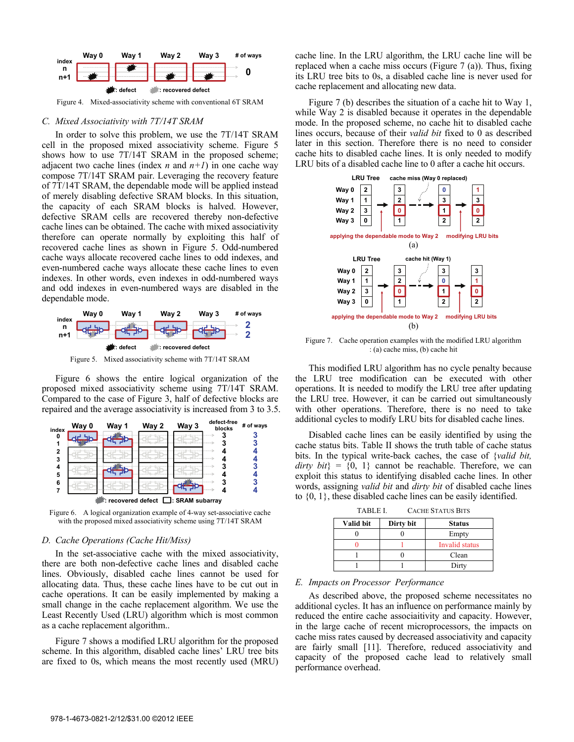Figure 4. Mixed-associativity scheme with conventional 6T SRAM

### C. Mixed Associativity with 7T/14T SRAM

In order to solve this problem, we use the 7T/14T SRAM cell in the proposed mixed associativity scheme. Figure 5 shows how to use 7T/14T SRAM in the proposed scheme; adjacent two cache lines (index *n* and *n+1*) in one cache way compose 7T/14T SRAM pair. Leveraging the recovery feature of 7T/14T SRAM, the dependable mode will be applied instead of merely disabling defective SRAM blocks. In this situation, the capacity of each SRAM blocks is halved. However, defective SRAM cells are recovered thereby non-defective cache lines can be obtained. The cache with mixed associativity therefore can operate normally by exploiting this half of recovered cache lines as shown in Figure 5. Odd-numbered cache ways allocate recovered cache lines to odd indexes, and even-numbered cache ways allocate these cache lines to even indexes. In other words, even indexes in odd-numbered ways and odd indexes in even-numbered ways are disabled in the dependable mode.

Figure 5. Mixed associativity scheme with 7T/14T SRAM

Figure 6 shows the entire logical organization of the proposed mixed associativity scheme using 7T/14T SRAM. Compared to the case of Figure 3, half of defective blocks are repaired and the average associativity is increased from 3 to 3.5.

Figure 6. A logical organization example of 4-way set-associative cache with the proposed mixed associativity scheme using 7T/14T SRAM

### D. Cache Operations (Cache Hit/Miss)

In the set-associative cache with the mixed associativity, there are both non-defective cache lines and disabled cache lines. Obviously, disabled cache lines cannot be used for allocating data. Thus, these cache lines have to be cut out in cache operations. It can be easily implemented by making a small change in the cache replacement algorithm. We use the Least Recently Used (LRU) algorithm which is most common as a cache replacement algorithm..

Figure 7 shows a modified LRU algorithm for the proposed scheme. In this algorithm, disabled cache lines' LRU tree bits are fixed to 0s, which means the most recently used (MRU) cache line. In the LRU algorithm, the LRU cache line will be replaced when a cache miss occurs (Figure 7 (a)). Thus, fixing its LRU tree bits to 0s, a disabled cache line is never used for cache replacement and allocating new data.

Figure 7 (b) describes the situation of a cache hit to Way 1, while Way 2 is disabled because it operates in the dependable mode. In the proposed scheme, no cache hit to disabled cache lines occurs, because of their *valid bit* fixed to 0 as described later in this section. Therefore there is no need to consider cache hits to disabled cache lines. It is only needed to modify LRU bits of a disabled cache line to 0 after a cache hit occurs.

Figure 7. Cache operation examples with the modified LRU algorithm : (a) cache miss, (b) cache hit

This modified LRU algorithm has no cycle penalty because the LRU tree modification can be executed with other operations. It is needed to modify the LRU tree after updating the LRU tree. However, it can be carried out simultaneously with other operations. Therefore, there is no need to take additional cycles to modify LRU bits for disabled cache lines.

Disabled cache lines can be easily identified by using the cache status bits. Table II shows the truth table of cache status bits. In the typical write-back caches, the case of {*valid bit, dirty bit*} = {0, 1} cannot be reachable. Therefore, we can exploit this status to identifying disabled cache lines. In other words, assigning *valid bit* and *dirty bit* of disabled cache lines to {0, 1}, these disabled cache lines can be easily identified.

TABLE I. CACHE STATUS BITS

| Valid bit | Dirty bit | Status |
|---|---|---|
| 0 | 0 | Empty |
| 0 | 1 | Invalid status |
| 1 | 0 | Clean |
| 1 | 1 | Dirty |

### E. Impacts on Processor Performance

As described above, the proposed scheme necessitates no additional cycles. It has an influence on performance mainly by reduced the entire cache associaitivity and capacity. However, in the large cache of recent microprocessors, the impacts on cache miss rates caused by decreased associativity and capacity are fairly small [11]. Therefore, reduced associativity and capacity of the proposed cache lead to relatively small performance overhead.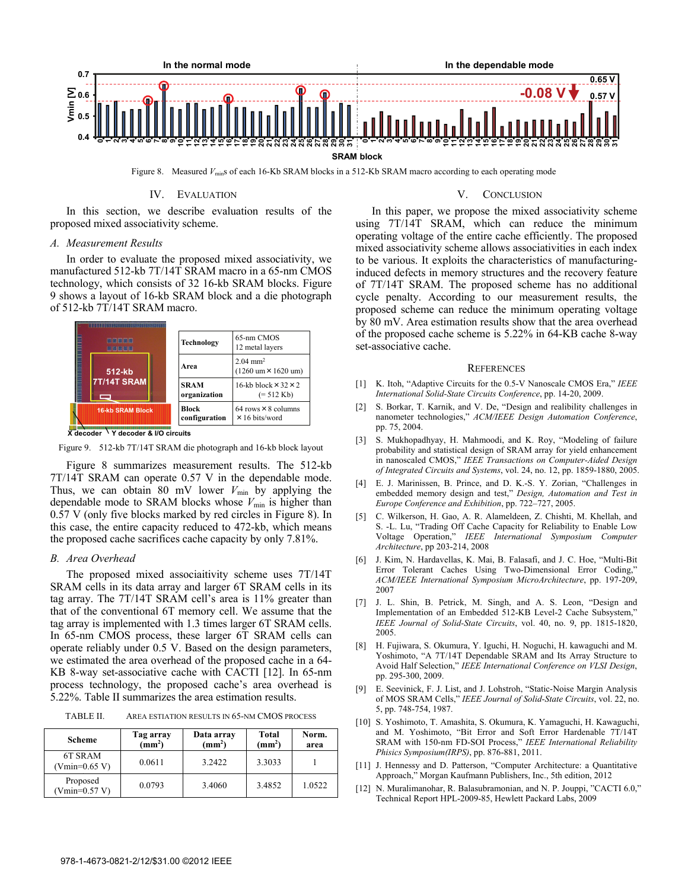In the normal mode

In the dependable mode

0.7

0.6

0.5

0.4

Vmin [V]

0.65 V

0.57 V

-0.08 V

SRAM block

Figure 8. Measured $V_{min}$s of each 16-Kb SRAM blocks in a 512-Kb SRAM macro according to each operating mode

## IV. Evaluation

In this section, we describe evaluation results of the proposed mixed associativity scheme.

### A. Measurement Results

In order to evaluate the proposed mixed associativity, we manufactured 512-kb 7T/14T SRAM macro in a 65-nm CMOS technology, which consists of 32 16-kb SRAM blocks. Figure 9 shows a layout of 16-kb SRAM block and a die photograph of 512-kb 7T/14T SRAM macro.

512-kb 7T/14T SRAM

16-kb SRAM Block

X decoder

Y decoder & I/O circuits

| | |
|---|---|
| **Technology** | 65-nm CMOS 12 metal layers |
| **Area** | 2.04 mm² (1260 um × 1620 um) |
| **SRAM organization** | 16-kb block × 32 × 2 (= 512 Kb) |
| **Block configuration** | 64 rows × 8 columns × 16 bits/word |

Figure 9. 512-kb 7T/14T SRAM die photograph and 16-kb block layout

Figure 8 summarizes measurement results. The 512-kb 7T/14T SRAM can operate 0.57 V in the dependable mode. Thus, we can obtain 80 mV lower $V_{min}$ by applying the dependable mode to SRAM blocks whose $V_{min}$ is higher than 0.57 V (only five blocks marked by red circles in Figure 8). In this case, the entire capacity reduced to 472-kb, which means the proposed cache sacrifices cache capacity by only 7.81%.

### B. Area Overhead

The proposed mixed associaitivity scheme uses 7T/14T SRAM cells in its data array and larger 6T SRAM cells in its tag array. The 7T/14T SRAM cell's area is 11% greater than that of the conventional 6T memory cell. We assume that the tag array is implemented with 1.3 times larger 6T SRAM cells. In 65-nm CMOS process, these larger 6T SRAM cells can operate reliably under 0.5 V. Based on the design parameters, we estimated the area overhead of the proposed cache in a 64-KB 8-way set-associative cache with CACTI [12]. In 65-nm process technology, the proposed cache's area overhead is 5.22%. Table II summarizes the area estimation results.

TABLE II. Area Estiation Results in 65-nm CMOS Process

| Scheme | Tag array (mm²) | Data array (mm²) | Total (mm²) | Norm. area |
|---|---|---|---|---|
| 6T SRAM (Vmin=0.65 V) | 0.0611 | 3.2422 | 3.3033 | 1 |
| Proposed (Vmin=0.57 V) | 0.0793 | 3.4060 | 3.4852 | 1.0522 |

## V. Conclusion

In this paper, we propose the mixed associativity scheme using 7T/14T SRAM, which can reduce the minimum operating voltage of the entire cache efficiently. The proposed mixed associativity scheme allows associativities in each index to be various. It exploits the characteristics of manufacturing-induced defects in memory structures and the recovery feature of 7T/14T SRAM. The proposed scheme has no additional cycle penalty. According to our measurement results, the proposed scheme can reduce the minimum operating voltage by 80 mV. Area estimation results show that the area overhead of the proposed cache scheme is 5.22% in 64-KB cache 8-way set-associative cache.

## References

[1] K. Itoh, "Adaptive Circuits for the 0.5-V Nanoscale CMOS Era," *IEEE International Solid-State Circuits Conference*, pp. 14-20, 2009.

[2] S. Borkar, T. Karnik, and V. De, "Design and realibility challenges in nanometer technologies," *ACM/IEEE Design Automation Conference*, pp. 75, 2004.

[3] S. Mukhopadhyay, H. Mahmoodi, and K. Roy, "Modeling of failure probability and statistical design of SRAM array for yield enhancement in nanoscaled CMOS," *IEEE Transactions on Computer-Aided Design of Integrated Circuits and Systems*, vol. 24, no. 12, pp. 1859-1880, 2005.

[4] E. J. Marinissen, B. Prince, and D. K.-S. Y. Zorian, "Challenges in embedded memory design and test," *Design, Automation and Test in Europe Conference and Exhibition*, pp. 722–727, 2005.

[5] C. Wilkerson, H. Gao, A. R. Alameldeen, Z. Chishti, M. Khellah, and S. -L. Lu, "Trading Off Cache Capacity for Reliability to Enable Low Voltage Operation," *IEEE International Symposium Computer Architecture*, pp 203-214, 2008

[6] J. Kim, N. Hardavellas, K. Mai, B. Falasafi, and J. C. Hoe, "Multi-Bit Error Tolerant Caches Using Two-Dimensional Error Coding," *ACM/IEEE International Symposium MicroArchitecture*, pp. 197-209, 2007

[7] J. L. Shin, B. Petrick, M. Singh, and A. S. Leon, "Design and Implementation of an Embedded 512-KB Level-2 Cache Subsystem," *IEEE Journal of Solid-State Circuits*, vol. 40, no. 9, pp. 1815-1820, 2005.

[8] H. Fujiwara, S. Okumura, Y. Iguchi, H. Noguchi, H. kawaguchi and M. Yoshimoto, "A 7T/14T Dependable SRAM and Its Array Structure to Avoid Half Selection," *IEEE International Conference on VLSI Design*, pp. 295-300, 2009.

[9] E. Seevinick, F. J. List, and J. Lohstroh, "Static-Noise Margin Analysis of MOS SRAM Cells," *IEEE Journal of Solid-State Circuits*, vol. 22, no. 5, pp. 748-754, 1987.

[10] S. Yoshimoto, T. Amashita, S. Okumura, K. Yamaguchi, H. Kawaguchi, and M. Yoshimoto, "Bit Error and Soft Error Hardenable 7T/14T SRAM with 150-nm FD-SOI Process," *IEEE International Reliability Phisics Symposium(IRPS)*, pp. 876-881, 2011.

[11] J. Hennessy and D. Patterson, "Computer Architecture: a Quantitative Approach," Morgan Kaufmann Publishers, Inc., 5th edition, 2012

[12] N. Muralimanohar, R. Balasubramonian, and N. P. Jouppi, "CACTI 6.0," Technical Report HPL-2009-85, Hewlett Packard Labs, 2009

978-1-4673-0821-2/12/$31.00 ©2012 IEEE